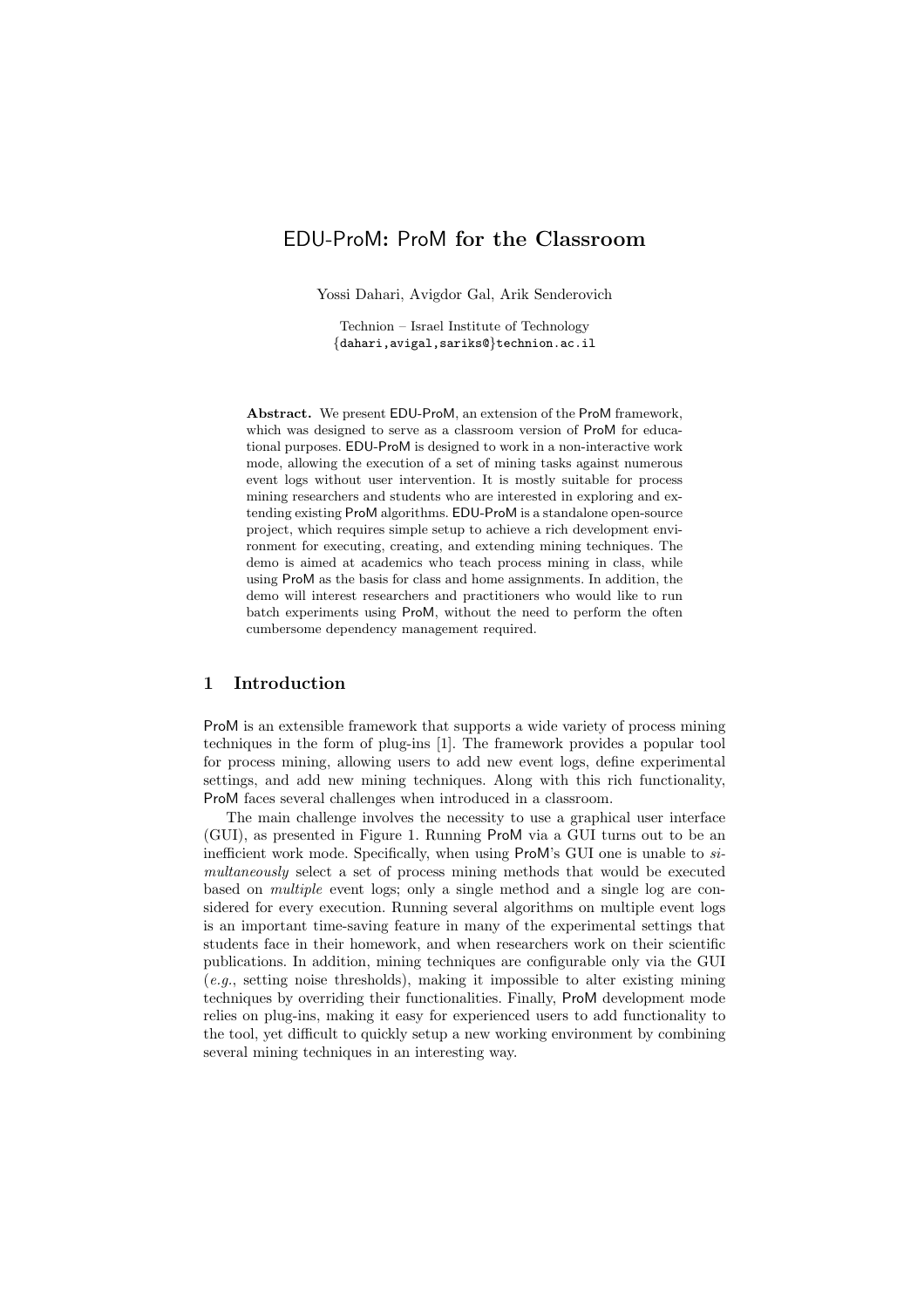# EDU-ProM: ProM for the Classroom

Yossi Dahari, Avigdor Gal, Arik Senderovich

Technion – Israel Institute of Technology
{dahari,avigal,sariks@}technion.ac.il

**Abstract.** We present EDU-ProM, an extension of the ProM framework, which was designed to serve as a classroom version of ProM for educational purposes. EDU-ProM is designed to work in a non-interactive work mode, allowing the execution of a set of mining tasks against numerous event logs without user intervention. It is mostly suitable for process mining researchers and students who are interested in exploring and extending existing ProM algorithms. EDU-ProM is a standalone open-source project, which requires simple setup to achieve a rich development environment for executing, creating, and extending mining techniques. The demo is aimed at academics who teach process mining in class, while using ProM as the basis for class and home assignments. In addition, the demo will interest researchers and practitioners who would like to run batch experiments using ProM, without the need to perform the often cumbersome dependency management required.

## 1 Introduction

ProM is an extensible framework that supports a wide variety of process mining techniques in the form of plug-ins [1]. The framework provides a popular tool for process mining, allowing users to add new event logs, define experimental settings, and add new mining techniques. Along with this rich functionality, ProM faces several challenges when introduced in a classroom.

The main challenge involves the necessity to use a graphical user interface (GUI), as presented in Figure 1. Running ProM via a GUI turns out to be an inefficient work mode. Specifically, when using ProM's GUI one is unable to *simultaneously* select a set of process mining methods that would be executed based on *multiple* event logs; only a single method and a single log are considered for every execution. Running several algorithms on multiple event logs is an important time-saving feature in many of the experimental settings that students face in their homework, and when researchers work on their scientific publications. In addition, mining techniques are configurable only via the GUI (*e.g.*, setting noise thresholds), making it impossible to alter existing mining techniques by overriding their functionalities. Finally, ProM development mode relies on plug-ins, making it easy for experienced users to add functionality to the tool, yet difficult to quickly setup a new working environment by combining several mining techniques in an interesting way.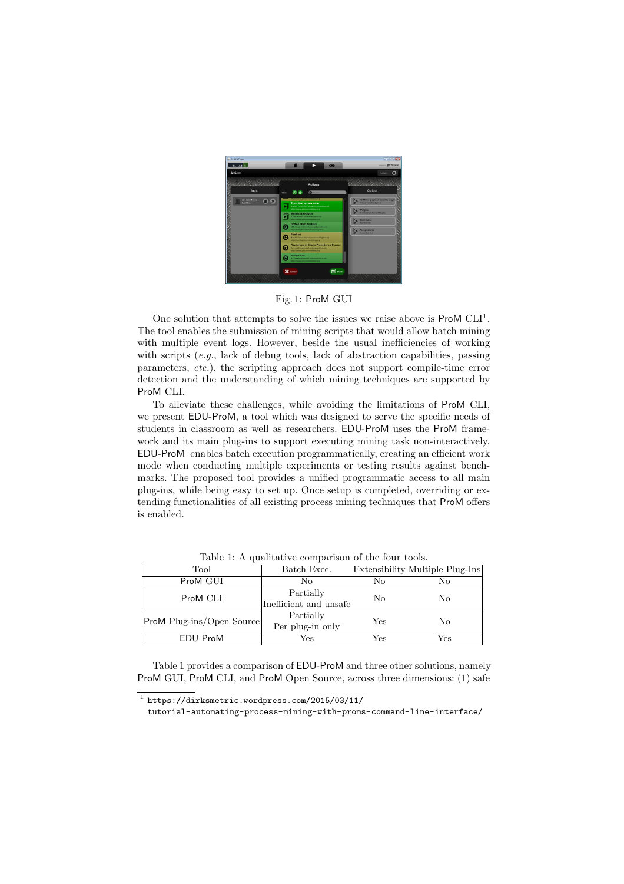Fig. 1: ProM GUI

One solution that attempts to solve the issues we raise above is ProM CLI[1]. The tool enables the submission of mining scripts that would allow batch mining with multiple event logs. However, beside the usual inefficiencies of working with scripts (*e.g.*, lack of debug tools, lack of abstraction capabilities, passing parameters, *etc.*), the scripting approach does not support compile-time error detection and the understanding of which mining techniques are supported by ProM CLI.

To alleviate these challenges, while avoiding the limitations of ProM CLI, we present EDU-ProM, a tool which was designed to serve the specific needs of students in classroom as well as researchers. EDU-ProM uses the ProM framework and its main plug-ins to support executing mining task non-interactively. EDU-ProM enables batch execution programmatically, creating an efficient work mode when conducting multiple experiments or testing results against benchmarks. The proposed tool provides a unified programmatic access to all main plug-ins, while being easy to set up. Once setup is completed, overriding or extending functionalities of all existing process mining techniques that ProM offers is enabled.

Table 1: A qualitative comparison of the four tools.

| Tool | Batch Exec. | Extensibility | Multiple Plug-Ins |
| --- | --- | --- | --- |
| ProM GUI | No | No | No |
| ProM CLI | Partially Inefficient and unsafe | No | No |
| ProM Plug-ins/Open Source | Partially Per plug-in only | Yes | No |
| EDU-ProM | Yes | Yes | Yes |

Table 1 provides a comparison of EDU-ProM and three other solutions, namely ProM GUI, ProM CLI, and ProM Open Source, across three dimensions: (1) safe

[1] https://dirksmetric.wordpress.com/2015/03/11/tutorial-automating-process-mining-with-proms-command-line-interface/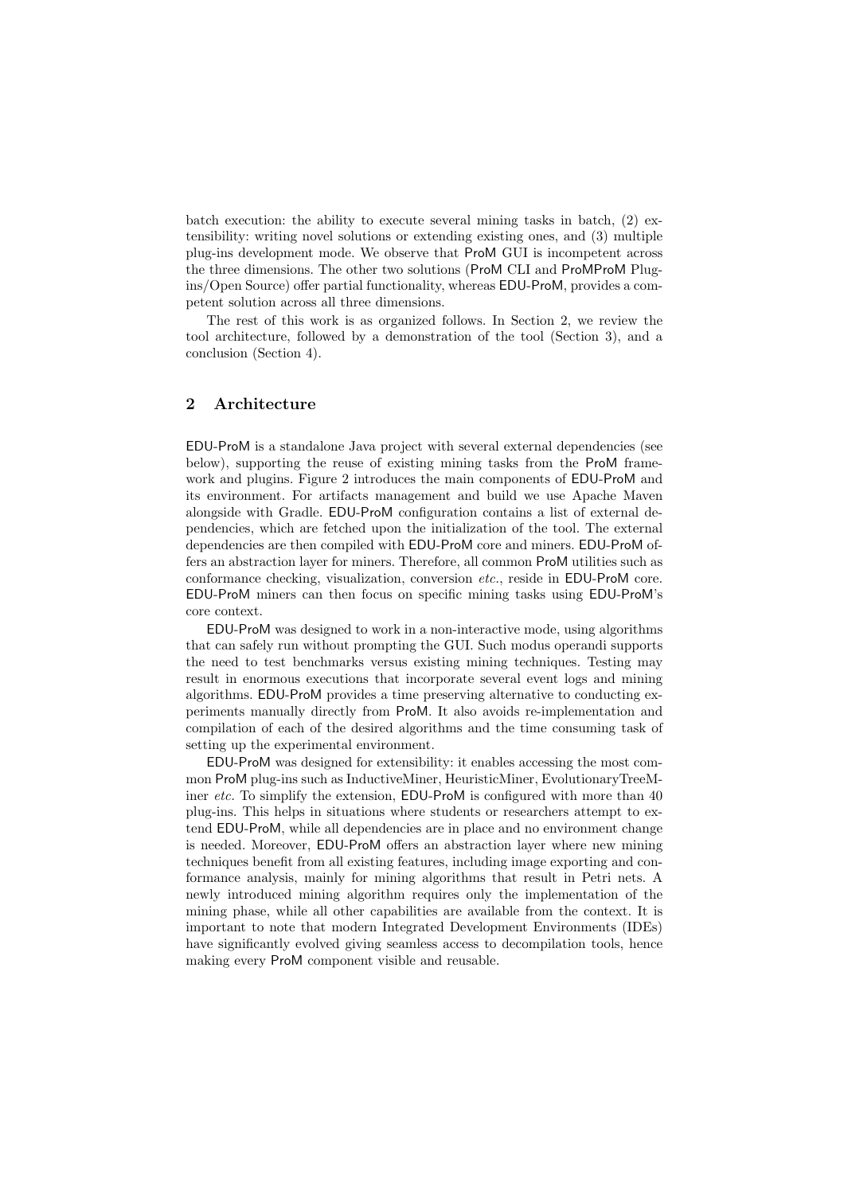batch execution: the ability to execute several mining tasks in batch, (2) extensibility: writing novel solutions or extending existing ones, and (3) multiple plug-ins development mode. We observe that ProM GUI is incompetent across the three dimensions. The other two solutions (ProM CLI and ProMProM Plugins/Open Source) offer partial functionality, whereas EDU-ProM, provides a competent solution across all three dimensions.

The rest of this work is as organized follows. In Section 2, we review the tool architecture, followed by a demonstration of the tool (Section 3), and a conclusion (Section 4).

## 2 Architecture

EDU-ProM is a standalone Java project with several external dependencies (see below), supporting the reuse of existing mining tasks from the ProM framework and plugins. Figure 2 introduces the main components of EDU-ProM and its environment. For artifacts management and build we use Apache Maven alongside with Gradle. EDU-ProM configuration contains a list of external dependencies, which are fetched upon the initialization of the tool. The external dependencies are then compiled with EDU-ProM core and miners. EDU-ProM offers an abstraction layer for miners. Therefore, all common ProM utilities such as conformance checking, visualization, conversion *etc.*, reside in EDU-ProM core. EDU-ProM miners can then focus on specific mining tasks using EDU-ProM's core context.

EDU-ProM was designed to work in a non-interactive mode, using algorithms that can safely run without prompting the GUI. Such modus operandi supports the need to test benchmarks versus existing mining techniques. Testing may result in enormous executions that incorporate several event logs and mining algorithms. EDU-ProM provides a time preserving alternative to conducting experiments manually directly from ProM. It also avoids re-implementation and compilation of each of the desired algorithms and the time consuming task of setting up the experimental environment.

EDU-ProM was designed for extensibility: it enables accessing the most common ProM plug-ins such as InductiveMiner, HeuristicMiner, EvolutionaryTreeMiner *etc.* To simplify the extension, EDU-ProM is configured with more than 40 plug-ins. This helps in situations where students or researchers attempt to extend EDU-ProM, while all dependencies are in place and no environment change is needed. Moreover, EDU-ProM offers an abstraction layer where new mining techniques benefit from all existing features, including image exporting and conformance analysis, mainly for mining algorithms that result in Petri nets. A newly introduced mining algorithm requires only the implementation of the mining phase, while all other capabilities are available from the context. It is important to note that modern Integrated Development Environments (IDEs) have significantly evolved giving seamless access to decompilation tools, hence making every ProM component visible and reusable.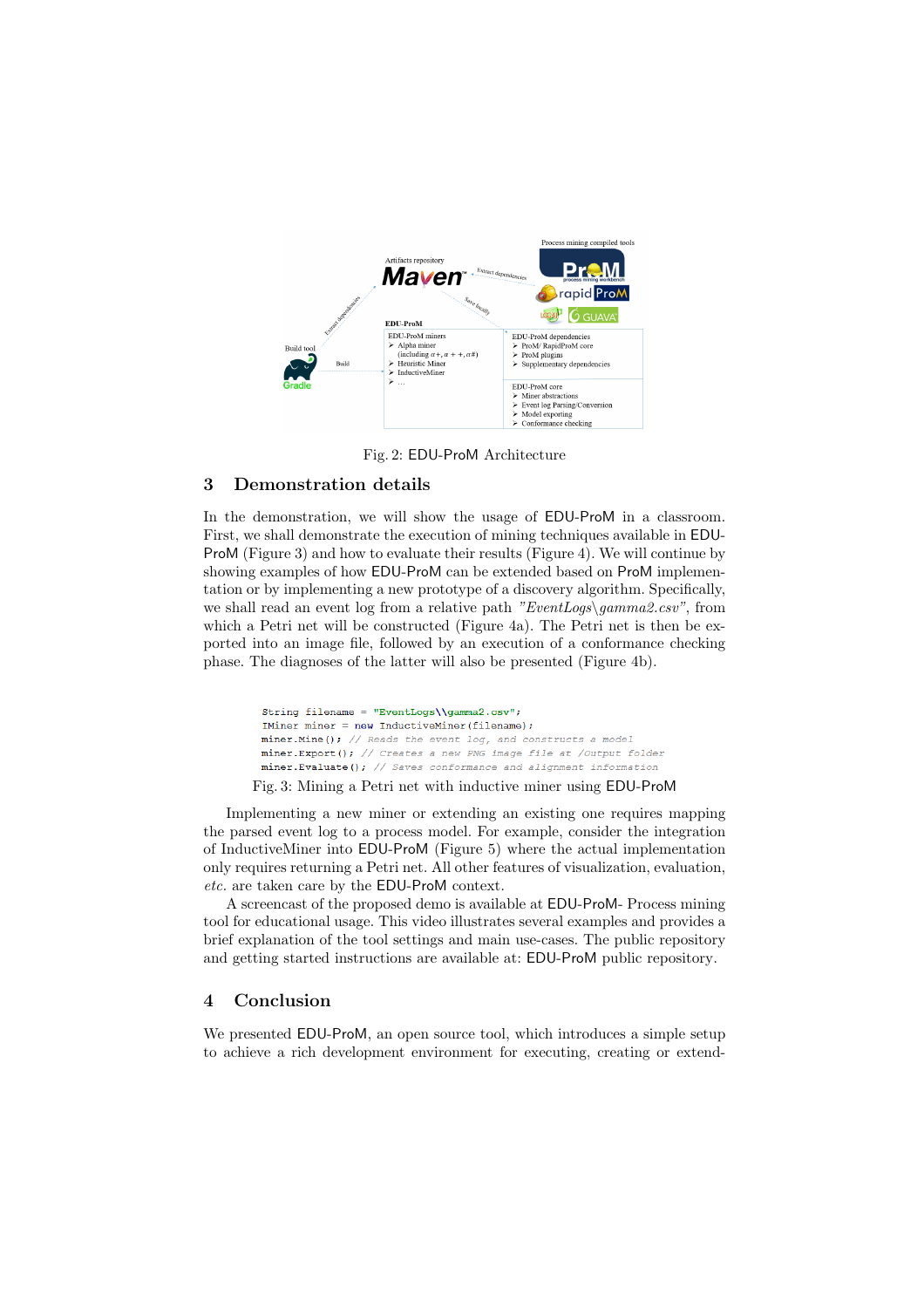Fig. 2: EDU-ProM Architecture

## 3 Demonstration details

In the demonstration, we will show the usage of EDU-ProM in a classroom. First, we shall demonstrate the execution of mining techniques available in EDU-ProM (Figure 3) and how to evaluate their results (Figure 4). We will continue by showing examples of how EDU-ProM can be extended based on ProM implementation or by implementing a new prototype of a discovery algorithm. Specifically, we shall read an event log from a relative path *"EventLogs\gamma2.csv"*, from which a Petri net will be constructed (Figure 4a). The Petri net is then be exported into an image file, followed by an execution of a conformance checking phase. The diagnoses of the latter will also be presented (Figure 4b).

```
String filename = "EventLogs\\gamma2.csv";
IMiner miner = new InductiveMiner(filename);
miner.Mine(); // Reads the event log, and constructs a model
miner.Export(); // Creates a new PNG image file at /Output folder
miner.Evaluate(); // Saves conformance and alignment information
```

Fig. 3: Mining a Petri net with inductive miner using EDU-ProM

Implementing a new miner or extending an existing one requires mapping the parsed event log to a process model. For example, consider the integration of InductiveMiner into EDU-ProM (Figure 5) where the actual implementation only requires returning a Petri net. All other features of visualization, evaluation, *etc.* are taken care by the EDU-ProM context.

A screencast of the proposed demo is available at EDU-ProM- Process mining tool for educational usage. This video illustrates several examples and provides a brief explanation of the tool settings and main use-cases. The public repository and getting started instructions are available at: EDU-ProM public repository.

## 4 Conclusion

We presented EDU-ProM, an open source tool, which introduces a simple setup to achieve a rich development environment for executing, creating or extend-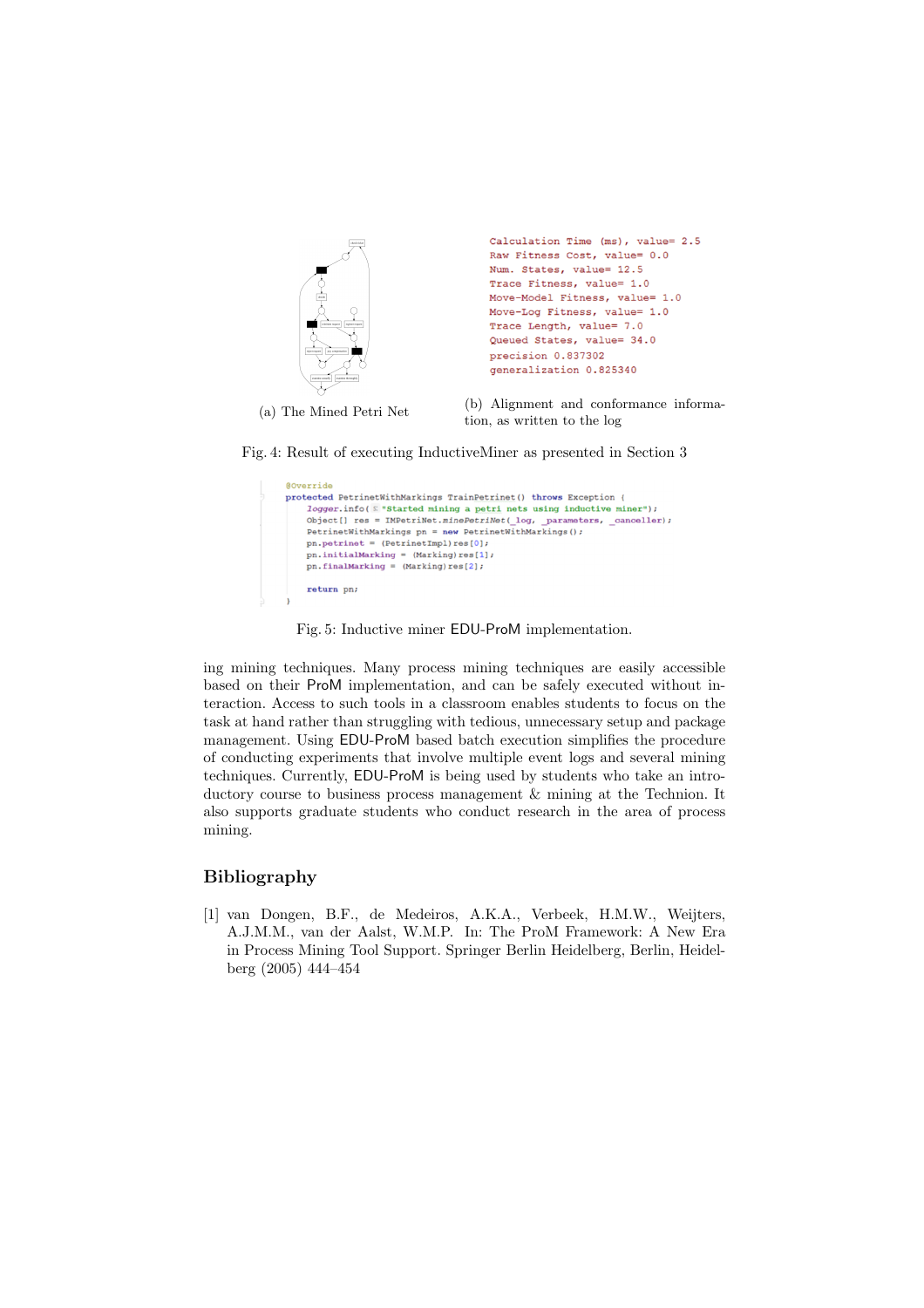(a) The Mined Petri Net

```
Calculation Time (ms), value= 2.5
Raw Fitness Cost, value= 0.0
Num. States, value= 12.5
Trace Fitness, value= 1.0
Move-Model Fitness, value= 1.0
Move-Log Fitness, value= 1.0
Trace Length, value= 7.0
Queued States, value= 34.0
precision 0.837302
generalization 0.825340
```

(b) Alignment and conformance information, as written to the log

Fig. 4: Result of executing InductiveMiner as presented in Section 3

```
@Override
protected PetrinetWithMarkings TrainPetrinet() throws Exception {
    logger.info( "Started mining a petri nets using inductive miner");
    Object[] res = IMPetriNet.minePetriNet(_log, _parameters, _canceller);
    PetrinetWithMarkings pn = new PetrinetWithMarkings();
    pn.petrinet = (PetrinetImpl)res[0];
    pn.initialMarking = (Marking)res[1];
    pn.finalMarking = (Marking)res[2];

    return pn;
}
```

Fig. 5: Inductive miner EDU-ProM implementation.

ing mining techniques. Many process mining techniques are easily accessible based on their ProM implementation, and can be safely executed without interaction. Access to such tools in a classroom enables students to focus on the task at hand rather than struggling with tedious, unnecessary setup and package management. Using EDU-ProM based batch execution simplifies the procedure of conducting experiments that involve multiple event logs and several mining techniques. Currently, EDU-ProM is being used by students who take an introductory course to business process management & mining at the Technion. It also supports graduate students who conduct research in the area of process mining.

## Bibliography

[1] van Dongen, B.F., de Medeiros, A.K.A., Verbeek, H.M.W., Weijters, A.J.M.M., van der Aalst, W.M.P. In: The ProM Framework: A New Era in Process Mining Tool Support. Springer Berlin Heidelberg, Berlin, Heidelberg (2005) 444–454